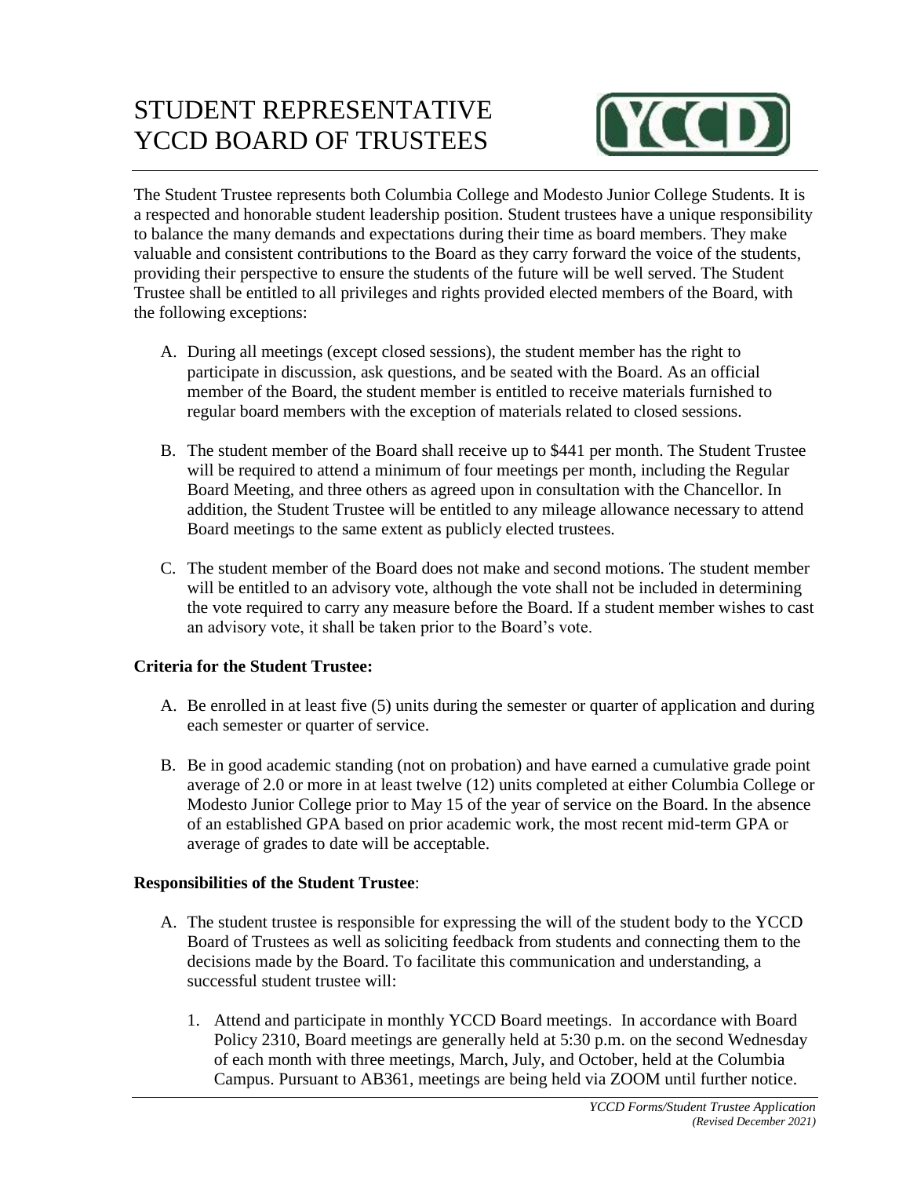# STUDENT REPRESENTATIVE YCCD BOARD OF TRUSTEES

The Student Trustee represents both Columbia College and Modesto Junior College Students. It is a respected and honorable student leadership position. Student trustees have a unique responsibility to balance the many demands and expectations during their time as board members. They make valuable and consistent contributions to the Board as they carry forward the voice of the students, providing their perspective to ensure the students of the future will be well served. The Student Trustee shall be entitled to all privileges and rights provided elected members of the Board, with the following exceptions:

A. During all meetings (except closed sessions), the student member has the right to participate in discussion, ask questions, and be seated with the Board. As an official member of the Board, the student member is entitled to receive materials furnished to regular board members with the exception of materials related to closed sessions.

B. The student member of the Board shall receive up to $441 per month. The Student Trustee will be required to attend a minimum of four meetings per month, including the Regular Board Meeting, and three others as agreed upon in consultation with the Chancellor. In addition, the Student Trustee will be entitled to any mileage allowance necessary to attend Board meetings to the same extent as publicly elected trustees.

C. The student member of the Board does not make and second motions. The student member will be entitled to an advisory vote, although the vote shall not be included in determining the vote required to carry any measure before the Board. If a student member wishes to cast an advisory vote, it shall be taken prior to the Board's vote.

**Criteria for the Student Trustee:**

A. Be enrolled in at least five (5) units during the semester or quarter of application and during each semester or quarter of service.

B. Be in good academic standing (not on probation) and have earned a cumulative grade point average of 2.0 or more in at least twelve (12) units completed at either Columbia College or Modesto Junior College prior to May 15 of the year of service on the Board. In the absence of an established GPA based on prior academic work, the most recent mid-term GPA or average of grades to date will be acceptable.

**Responsibilities of the Student Trustee**:

A. The student trustee is responsible for expressing the will of the student body to the YCCD Board of Trustees as well as soliciting feedback from students and connecting them to the decisions made by the Board. To facilitate this communication and understanding, a successful student trustee will:

   1. Attend and participate in monthly YCCD Board meetings. In accordance with Board Policy 2310, Board meetings are generally held at 5:30 p.m. on the second Wednesday of each month with three meetings, March, July, and October, held at the Columbia Campus. Pursuant to AB361, meetings are being held via ZOOM until further notice.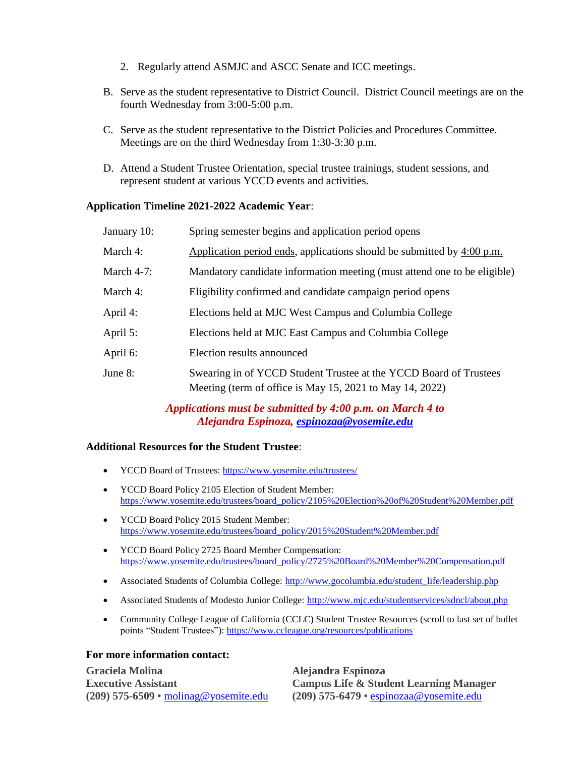2. Regularly attend ASMJC and ASCC Senate and ICC meetings.

B. Serve as the student representative to District Council. District Council meetings are on the fourth Wednesday from 3:00-5:00 p.m.

C. Serve as the student representative to the District Policies and Procedures Committee. Meetings are on the third Wednesday from 1:30-3:30 p.m.

D. Attend a Student Trustee Orientation, special trustee trainings, student sessions, and represent student at various YCCD events and activities.

**Application Timeline 2021-2022 Academic Year**:

| | |
|---|---|
| January 10: | Spring semester begins and application period opens |
| March 4: | Application period ends, applications should be submitted by 4:00 p.m. |
| March 4-7: | Mandatory candidate information meeting (must attend one to be eligible) |
| March 4: | Eligibility confirmed and candidate campaign period opens |
| April 4: | Elections held at MJC West Campus and Columbia College |
| April 5: | Elections held at MJC East Campus and Columbia College |
| April 6: | Election results announced |
| June 8: | Swearing in of YCCD Student Trustee at the YCCD Board of Trustees Meeting (term of office is May 15, 2021 to May 14, 2022) |

***Applications must be submitted by 4:00 p.m. on March 4 to Alejandra Espinoza, espinozaa@yosemite.edu***

**Additional Resources for the Student Trustee**:

- YCCD Board of Trustees: https://www.yosemite.edu/trustees/
- YCCD Board Policy 2105 Election of Student Member: https://www.yosemite.edu/trustees/board_policy/2105%20Election%20of%20Student%20Member.pdf
- YCCD Board Policy 2015 Student Member: https://www.yosemite.edu/trustees/board_policy/2015%20Student%20Member.pdf
- YCCD Board Policy 2725 Board Member Compensation: https://www.yosemite.edu/trustees/board_policy/2725%20Board%20Member%20Compensation.pdf
- Associated Students of Columbia College: http://www.gocolumbia.edu/student_life/leadership.php
- Associated Students of Modesto Junior College: http://www.mjc.edu/studentservices/sdncl/about.php
- Community College League of California (CCLC) Student Trustee Resources (scroll to last set of bullet points "Student Trustees"): https://www.ccleague.org/resources/publications

**For more information contact:**

**Graciela Molina**
**Executive Assistant**
**(209) 575-6509** • molinag@yosemite.edu

**Alejandra Espinoza**
**Campus Life & Student Learning Manager**
**(209) 575-6479** • espinozaa@yosemite.edu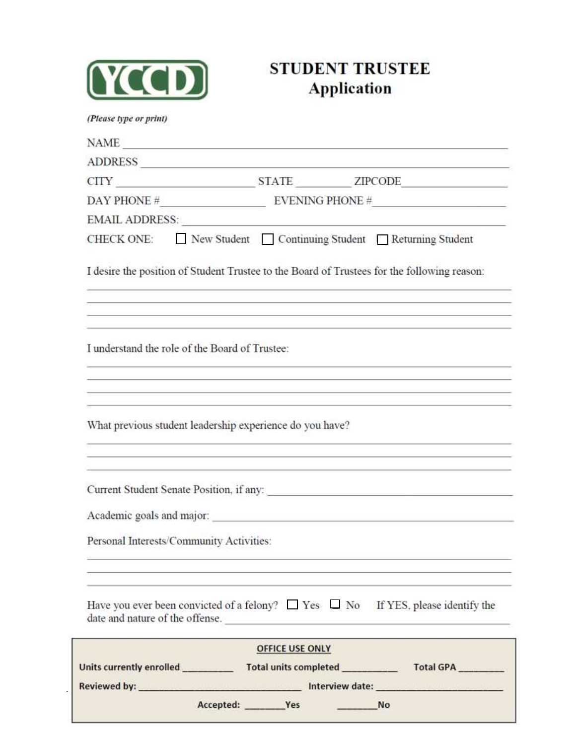YCCD

# STUDENT TRUSTEE
## Application

*(Please type or print)*

NAME ______________________________________________________________

ADDRESS ____________________________________________________________

CITY ______________________ STATE _________ ZIPCODE _________________

DAY PHONE # __________________ EVENING PHONE # ______________________

EMAIL ADDRESS: ______________________________________________________

CHECK ONE: ☐ New Student ☐ Continuing Student ☐ Returning Student

I desire the position of Student Trustee to the Board of Trustees for the following reason:

____________________________________________________________________

____________________________________________________________________

____________________________________________________________________

____________________________________________________________________

I understand the role of the Board of Trustee:

____________________________________________________________________

____________________________________________________________________

____________________________________________________________________

____________________________________________________________________

What previous student leadership experience do you have?

____________________________________________________________________

____________________________________________________________________

____________________________________________________________________

Current Student Senate Position, if any: _______________________________________

Academic goals and major: _______________________________________________

Personal Interests/Community Activities:

____________________________________________________________________

____________________________________________________________________

____________________________________________________________________

Have you ever been convicted of a felony? ☐ Yes ☐ No If YES, please identify the date and nature of the offense. ________________________________________

**OFFICE USE ONLY**

**Units currently enrolled** _________ **Total units completed** __________ **Total GPA** ________

**Reviewed by:** _______________________________ **Interview date:** _______________________

**Accepted:** _______**Yes** _______**No**